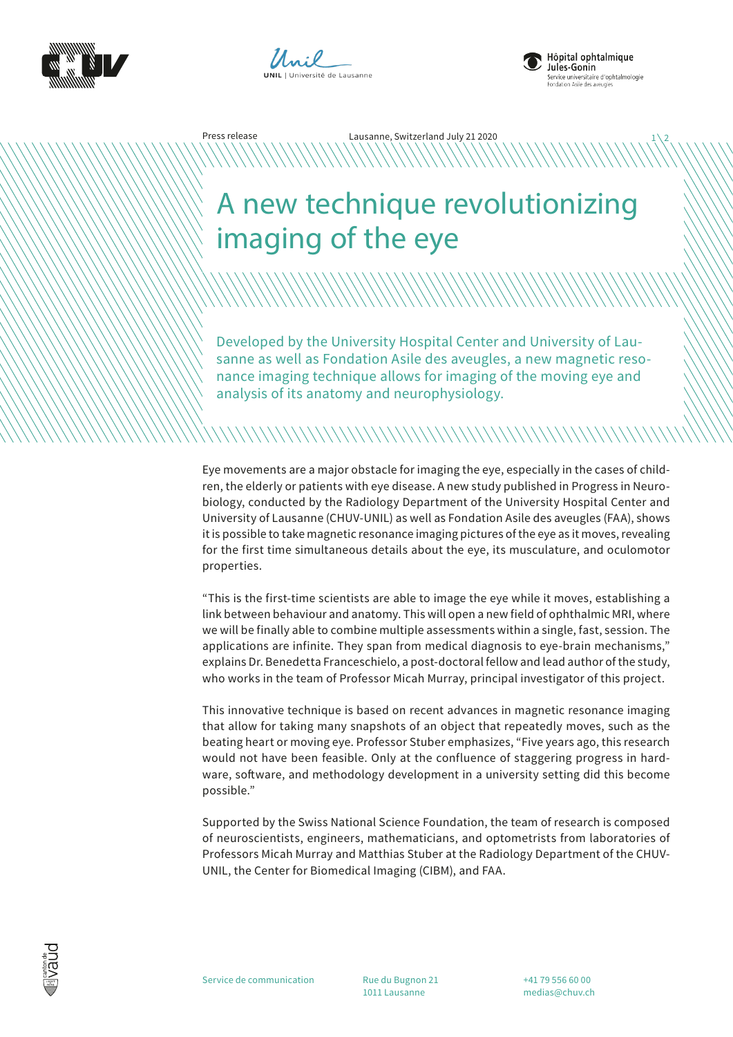Press release

Lausanne, Switzerland July 21 2020

# A new technique revolutionizing imaging of the eye

Developed by the University Hospital Center and University of Lausanne as well as Fondation Asile des aveugles, a new magnetic resonance imaging technique allows for imaging of the moving eye and analysis of its anatomy and neurophysiology.

Eye movements are a major obstacle for imaging the eye, especially in the cases of children, the elderly or patients with eye disease. A new study published in Progress in Neurobiology, conducted by the Radiology Department of the University Hospital Center and University of Lausanne (CHUV-UNIL) as well as Fondation Asile des aveugles (FAA), shows it is possible to take magnetic resonance imaging pictures of the eye as it moves, revealing for the first time simultaneous details about the eye, its musculature, and oculomotor properties.

"This is the first-time scientists are able to image the eye while it moves, establishing a link between behaviour and anatomy. This will open a new field of ophthalmic MRI, where we will be finally able to combine multiple assessments within a single, fast, session. The applications are infinite. They span from medical diagnosis to eye-brain mechanisms," explains Dr. Benedetta Franceschielo, a post-doctoral fellow and lead author of the study, who works in the team of Professor Micah Murray, principal investigator of this project.

This innovative technique is based on recent advances in magnetic resonance imaging that allow for taking many snapshots of an object that repeatedly moves, such as the beating heart or moving eye. Professor Stuber emphasizes, "Five years ago, this research would not have been feasible. Only at the confluence of staggering progress in hardware, software, and methodology development in a university setting did this become possible."

Supported by the Swiss National Science Foundation, the team of research is composed of neuroscientists, engineers, mathematicians, and optometrists from laboratories of Professors Micah Murray and Matthias Stuber at the Radiology Department of the CHUV-UNIL, the Center for Biomedical Imaging (CIBM), and FAA.

Service de communication

Rue du Bugnon 21
1011 Lausanne

+41 79 556 60 00
medias@chuv.ch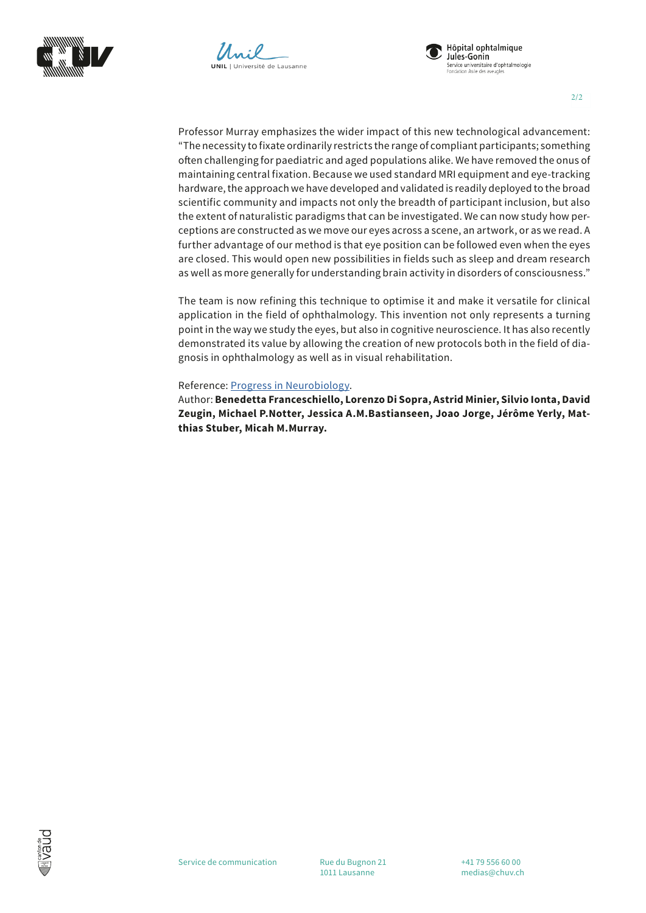Professor Murray emphasizes the wider impact of this new technological advancement: "The necessity to fixate ordinarily restricts the range of compliant participants; something often challenging for paediatric and aged populations alike. We have removed the onus of maintaining central fixation. Because we used standard MRI equipment and eye-tracking hardware, the approach we have developed and validated is readily deployed to the broad scientific community and impacts not only the breadth of participant inclusion, but also the extent of naturalistic paradigms that can be investigated. We can now study how perceptions are constructed as we move our eyes across a scene, an artwork, or as we read. A further advantage of our method is that eye position can be followed even when the eyes are closed. This would open new possibilities in fields such as sleep and dream research as well as more generally for understanding brain activity in disorders of consciousness."

The team is now refining this technique to optimise it and make it versatile for clinical application in the field of ophthalmology. This invention not only represents a turning point in the way we study the eyes, but also in cognitive neuroscience. It has also recently demonstrated its value by allowing the creation of new protocols both in the field of diagnosis in ophthalmology as well as in visual rehabilitation.

Reference: Progress in Neurobiology.
Author: **Benedetta Franceschiello, Lorenzo Di Sopra, Astrid Minier, Silvio Ionta, David Zeugin, Michael P.Notter, Jessica A.M.Bastianseen, Joao Jorge, Jérôme Yerly, Matthias Stuber, Micah M.Murray.**

Service de communication

Rue du Bugnon 21
1011 Lausanne

+41 79 556 60 00
medias@chuv.ch